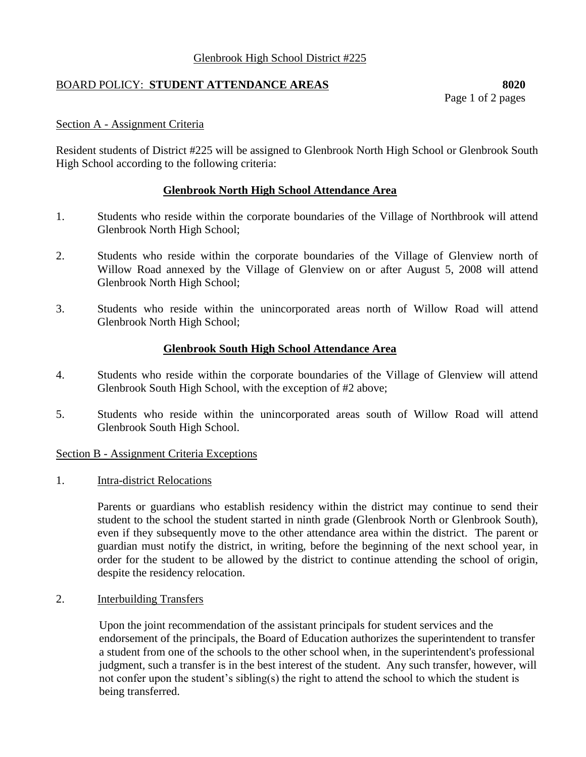Glenbrook High School District #225

## BOARD POLICY: **STUDENT ATTENDANCE AREAS** **8020**

### Section A - Assignment Criteria

Resident students of District #225 will be assigned to Glenbrook North High School or Glenbrook South High School according to the following criteria:

#### **Glenbrook North High School Attendance Area**

1. Students who reside within the corporate boundaries of the Village of Northbrook will attend Glenbrook North High School;

2. Students who reside within the corporate boundaries of the Village of Glenview north of Willow Road annexed by the Village of Glenview on or after August 5, 2008 will attend Glenbrook North High School;

3. Students who reside within the unincorporated areas north of Willow Road will attend Glenbrook North High School;

#### **Glenbrook South High School Attendance Area**

4. Students who reside within the corporate boundaries of the Village of Glenview will attend Glenbrook South High School, with the exception of #2 above;

5. Students who reside within the unincorporated areas south of Willow Road will attend Glenbrook South High School.

### Section B - Assignment Criteria Exceptions

1. Intra-district Relocations

   Parents or guardians who establish residency within the district may continue to send their student to the school the student started in ninth grade (Glenbrook North or Glenbrook South), even if they subsequently move to the other attendance area within the district. The parent or guardian must notify the district, in writing, before the beginning of the next school year, in order for the student to be allowed by the district to continue attending the school of origin, despite the residency relocation.

2. Interbuilding Transfers

   Upon the joint recommendation of the assistant principals for student services and the endorsement of the principals, the Board of Education authorizes the superintendent to transfer a student from one of the schools to the other school when, in the superintendent's professional judgment, such a transfer is in the best interest of the student. Any such transfer, however, will not confer upon the student's sibling(s) the right to attend the school to which the student is being transferred.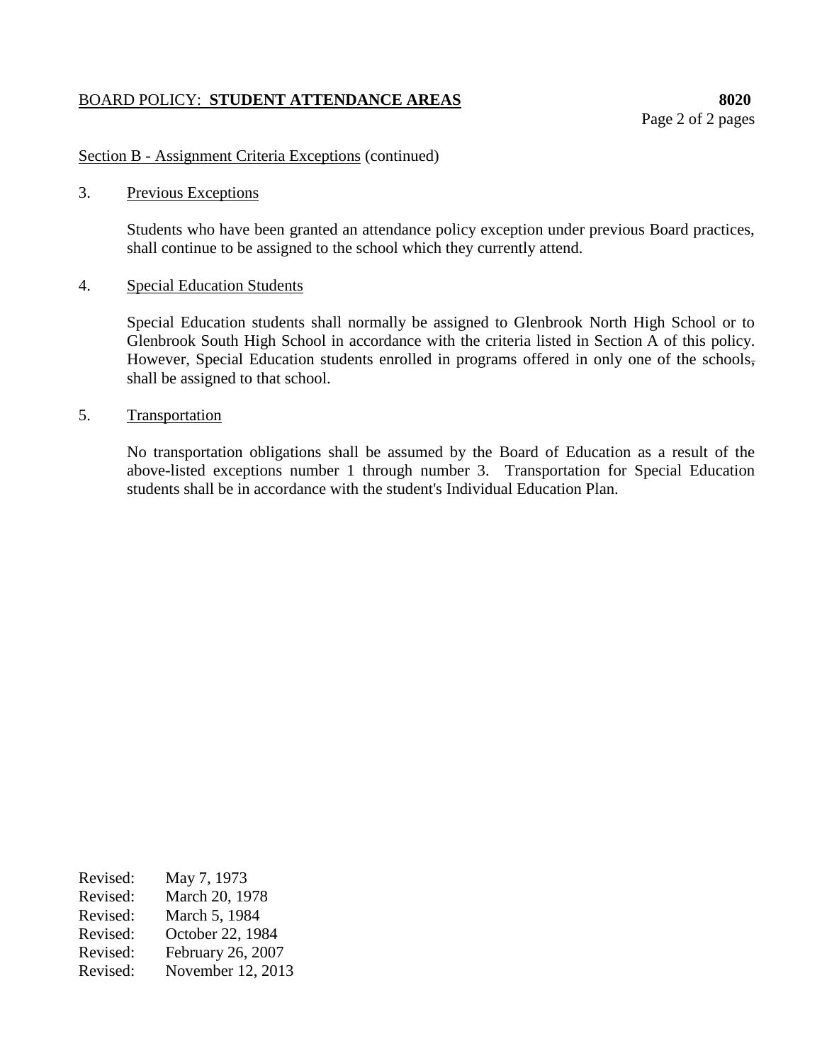Section B - Assignment Criteria Exceptions (continued)

3. Previous Exceptions

   Students who have been granted an attendance policy exception under previous Board practices, shall continue to be assigned to the school which they currently attend.

4. Special Education Students

   Special Education students shall normally be assigned to Glenbrook North High School or to Glenbrook South High School in accordance with the criteria listed in Section A of this policy. However, Special Education students enrolled in programs offered in only one of the schools, shall be assigned to that school.

5. Transportation

   No transportation obligations shall be assumed by the Board of Education as a result of the above-listed exceptions number 1 through number 3. Transportation for Special Education students shall be in accordance with the student's Individual Education Plan.

Revised: May 7, 1973
Revised: March 20, 1978
Revised: March 5, 1984
Revised: October 22, 1984
Revised: February 26, 2007
Revised: November 12, 2013